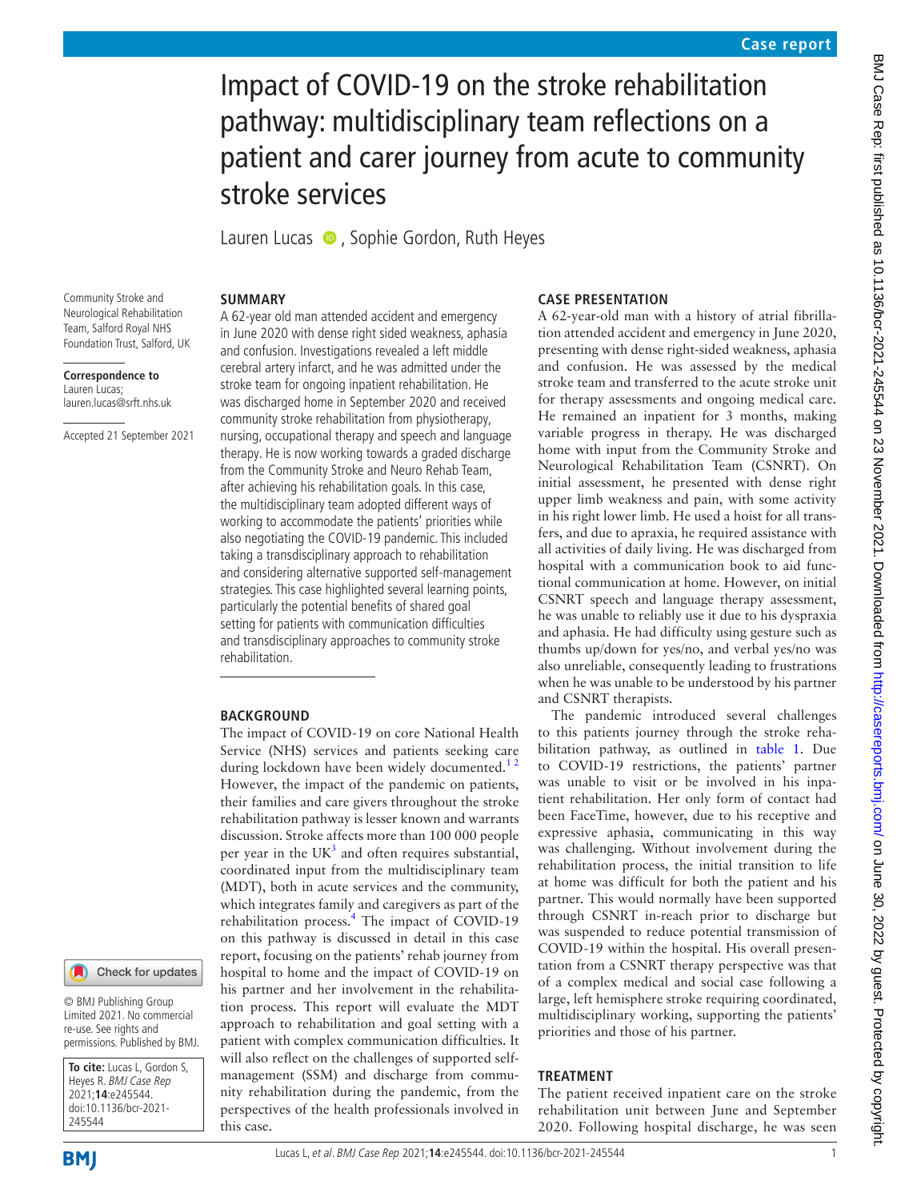Case report

# Impact of COVID-19 on the stroke rehabilitation pathway: multidisciplinary team reflections on a patient and carer journey from acute to community stroke services

Lauren Lucas, Sophie Gordon, Ruth Heyes

Community Stroke and Neurological Rehabilitation Team, Salford Royal NHS Foundation Trust, Salford, UK

**Correspondence to**
Lauren Lucas;
lauren.lucas@srft.nhs.uk

Accepted 21 September 2021

© BMJ Publishing Group Limited 2021. No commercial re-use. See rights and permissions. Published by BMJ.

**To cite:** Lucas L, Gordon S, Heyes R. *BMJ Case Rep* 2021;**14**:e245544. doi:10.1136/bcr-2021-245544

## SUMMARY

A 62-year old man attended accident and emergency in June 2020 with dense right sided weakness, aphasia and confusion. Investigations revealed a left middle cerebral artery infarct, and he was admitted under the stroke team for ongoing inpatient rehabilitation. He was discharged home in September 2020 and received community stroke rehabilitation from physiotherapy, nursing, occupational therapy and speech and language therapy. He is now working towards a graded discharge from the Community Stroke and Neuro Rehab Team, after achieving his rehabilitation goals. In this case, the multidisciplinary team adopted different ways of working to accommodate the patients' priorities while also negotiating the COVID-19 pandemic. This included taking a transdisciplinary approach to rehabilitation and considering alternative supported self-management strategies. This case highlighted several learning points, particularly the potential benefits of shared goal setting for patients with communication difficulties and transdisciplinary approaches to community stroke rehabilitation.

## BACKGROUND

The impact of COVID-19 on core National Health Service (NHS) services and patients seeking care during lockdown have been widely documented.[1,2] However, the impact of the pandemic on patients, their families and care givers throughout the stroke rehabilitation pathway is lesser known and warrants discussion. Stroke affects more than 100 000 people per year in the UK[3] and often requires substantial, coordinated input from the multidisciplinary team (MDT), both in acute services and the community, which integrates family and caregivers as part of the rehabilitation process.[4] The impact of COVID-19 on this pathway is discussed in detail in this case report, focusing on the patients' rehab journey from hospital to home and the impact of COVID-19 on his partner and her involvement in the rehabilitation process. This report will evaluate the MDT approach to rehabilitation and goal setting with a patient with complex communication difficulties. It will also reflect on the challenges of supported self-management (SSM) and discharge from community rehabilitation during the pandemic, from the perspectives of the health professionals involved in this case.

## CASE PRESENTATION

A 62-year-old man with a history of atrial fibrillation attended accident and emergency in June 2020, presenting with dense right-sided weakness, aphasia and confusion. He was assessed by the medical stroke team and transferred to the acute stroke unit for therapy assessments and ongoing medical care. He remained an inpatient for 3 months, making variable progress in therapy. He was discharged home with input from the Community Stroke and Neurological Rehabilitation Team (CSNRT). On initial assessment, he presented with dense right upper limb weakness and pain, with some activity in his right lower limb. He used a hoist for all transfers, and due to apraxia, he required assistance with all activities of daily living. He was discharged from hospital with a communication book to aid functional communication at home. However, on initial CSNRT speech and language therapy assessment, he was unable to reliably use it due to his dyspraxia and aphasia. He had difficulty using gesture such as thumbs up/down for yes/no, and verbal yes/no was also unreliable, consequently leading to frustrations when he was unable to be understood by his partner and CSNRT therapists.

The pandemic introduced several challenges to this patients journey through the stroke rehabilitation pathway, as outlined in table 1. Due to COVID-19 restrictions, the patients' partner was unable to visit or be involved in his inpatient rehabilitation. Her only form of contact had been FaceTime, however, due to his receptive and expressive aphasia, communicating in this way was challenging. Without involvement during the rehabilitation process, the initial transition to life at home was difficult for both the patient and his partner. This would normally have been supported through CSNRT in-reach prior to discharge but was suspended to reduce potential transmission of COVID-19 within the hospital. His overall presentation from a CSNRT therapy perspective was that of a complex medical and social case following a large, left hemisphere stroke requiring coordinated, multidisciplinary working, supporting the patients' priorities and those of his partner.

## TREATMENT

The patient received inpatient care on the stroke rehabilitation unit between June and September 2020. Following hospital discharge, he was seen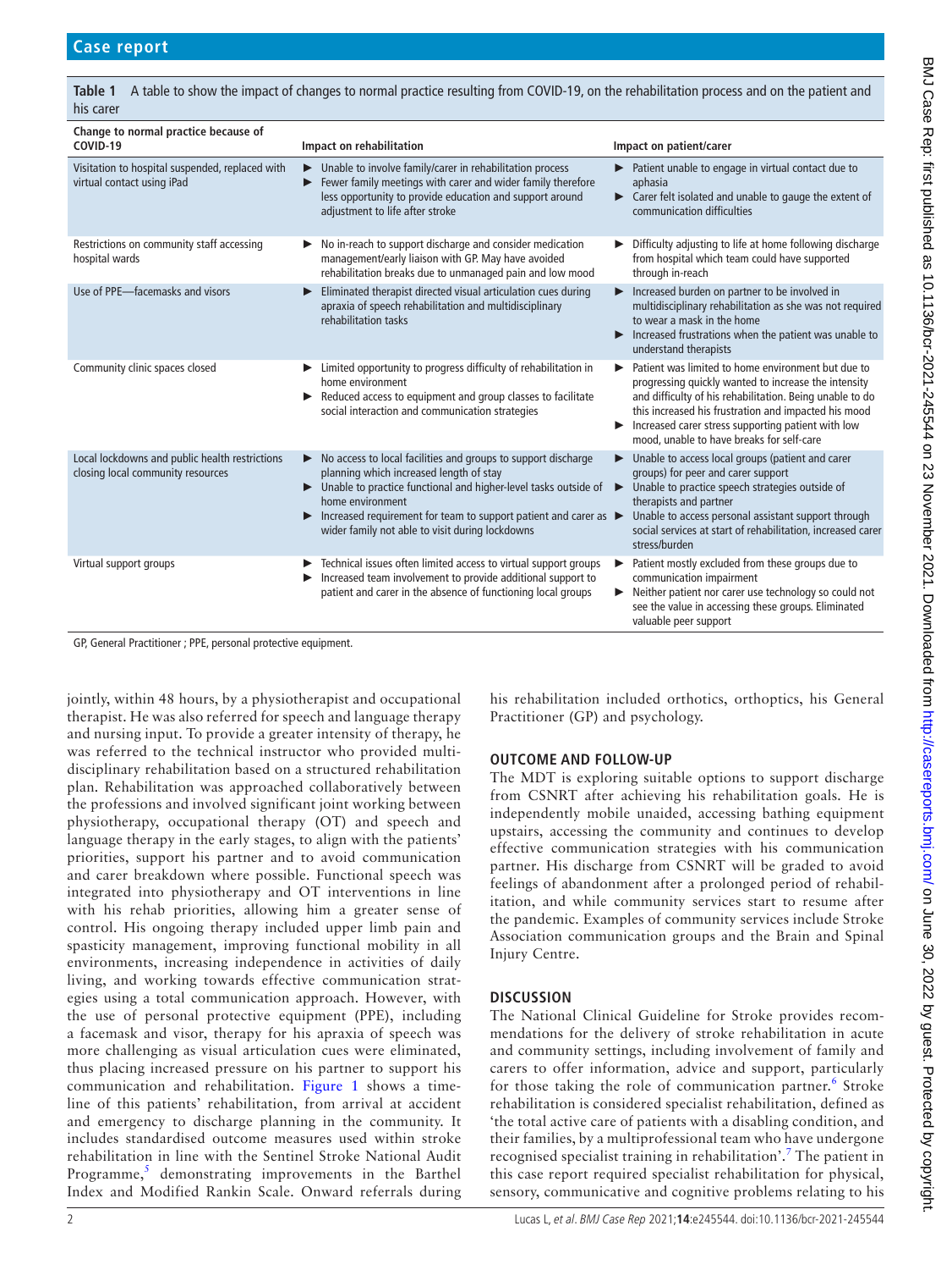**Table 1** A table to show the impact of changes to normal practice resulting from COVID-19, on the rehabilitation process and on the patient and his carer

| Change to normal practice because of COVID-19 | Impact on rehabilitation | Impact on patient/carer |
|---|---|---|
| Visitation to hospital suspended, replaced with virtual contact using iPad | ► Unable to involve family/carer in rehabilitation process<br>► Fewer family meetings with carer and wider family therefore less opportunity to provide education and support around adjustment to life after stroke | ► Patient unable to engage in virtual contact due to aphasia<br>► Carer felt isolated and unable to gauge the extent of communication difficulties |
| Restrictions on community staff accessing hospital wards | ► No in-reach to support discharge and consider medication management/early liaison with GP. May have avoided rehabilitation breaks due to unmanaged pain and low mood | ► Difficulty adjusting to life at home following discharge from hospital which team could have supported through in-reach |
| Use of PPE—facemasks and visors | ► Eliminated therapist directed visual articulation cues during apraxia of speech rehabilitation and multidisciplinary rehabilitation tasks | ► Increased burden on partner to be involved in multidisciplinary rehabilitation as she was not required to wear a mask in the home<br>► Increased frustrations when the patient was unable to understand therapists |
| Community clinic spaces closed | ► Limited opportunity to progress difficulty of rehabilitation in home environment<br>► Reduced access to equipment and group classes to facilitate social interaction and communication strategies | ► Patient was limited to home environment but due to progressing quickly wanted to increase the intensity and difficulty of his rehabilitation. Being unable to do this increased his frustration and impacted his mood<br>► Increased carer stress supporting patient with low mood, unable to have breaks for self-care |
| Local lockdowns and public health restrictions closing local community resources | ► No access to local facilities and groups to support discharge planning which increased length of stay<br>► Unable to practice functional and higher-level tasks outside of home environment<br>► Increased requirement for team to support patient and carer as wider family not able to visit during lockdowns | ► Unable to access local groups (patient and carer groups) for peer and carer support<br>► Unable to practice speech strategies outside of therapists and partner<br>► Unable to access personal assistant support through social services at start of rehabilitation, increased carer stress/burden |
| Virtual support groups | ► Technical issues often limited access to virtual support groups<br>► Increased team involvement to provide additional support to patient and carer in the absence of functioning local groups | ► Patient mostly excluded from these groups due to communication impairment<br>► Neither patient nor carer use technology so could not see the value in accessing these groups. Eliminated valuable peer support |

GP, General Practitioner ; PPE, personal protective equipment.

jointly, within 48 hours, by a physiotherapist and occupational therapist. He was also referred for speech and language therapy and nursing input. To provide a greater intensity of therapy, he was referred to the technical instructor who provided multidisciplinary rehabilitation based on a structured rehabilitation plan. Rehabilitation was approached collaboratively between the professions and involved significant joint working between physiotherapy, occupational therapy (OT) and speech and language therapy in the early stages, to align with the patients' priorities, support his partner and to avoid communication and carer breakdown where possible. Functional speech was integrated into physiotherapy and OT interventions in line with his rehab priorities, allowing him a greater sense of control. His ongoing therapy included upper limb pain and spasticity management, improving functional mobility in all environments, increasing independence in activities of daily living, and working towards effective communication strategies using a total communication approach. However, with the use of personal protective equipment (PPE), including a facemask and visor, therapy for his apraxia of speech was more challenging as visual articulation cues were eliminated, thus placing increased pressure on his partner to support his communication and rehabilitation. Figure 1 shows a timeline of this patients' rehabilitation, from arrival at accident and emergency to discharge planning in the community. It includes standardised outcome measures used within stroke rehabilitation in line with the Sentinel Stroke National Audit Programme,[5] demonstrating improvements in the Barthel Index and Modified Rankin Scale. Onward referrals during his rehabilitation included orthotics, orthoptics, his General Practitioner (GP) and psychology.

## OUTCOME AND FOLLOW-UP

The MDT is exploring suitable options to support discharge from CSNRT after achieving his rehabilitation goals. He is independently mobile unaided, accessing bathing equipment upstairs, accessing the community and continues to develop effective communication strategies with his communication partner. His discharge from CSNRT will be graded to avoid feelings of abandonment after a prolonged period of rehabilitation, and while community services start to resume after the pandemic. Examples of community services include Stroke Association communication groups and the Brain and Spinal Injury Centre.

## DISCUSSION

The National Clinical Guideline for Stroke provides recommendations for the delivery of stroke rehabilitation in acute and community settings, including involvement of family and carers to offer information, advice and support, particularly for those taking the role of communication partner.[6] Stroke rehabilitation is considered specialist rehabilitation, defined as 'the total active care of patients with a disabling condition, and their families, by a multiprofessional team who have undergone recognised specialist training in rehabilitation'.[7] The patient in this case report required specialist rehabilitation for physical, sensory, communicative and cognitive problems relating to his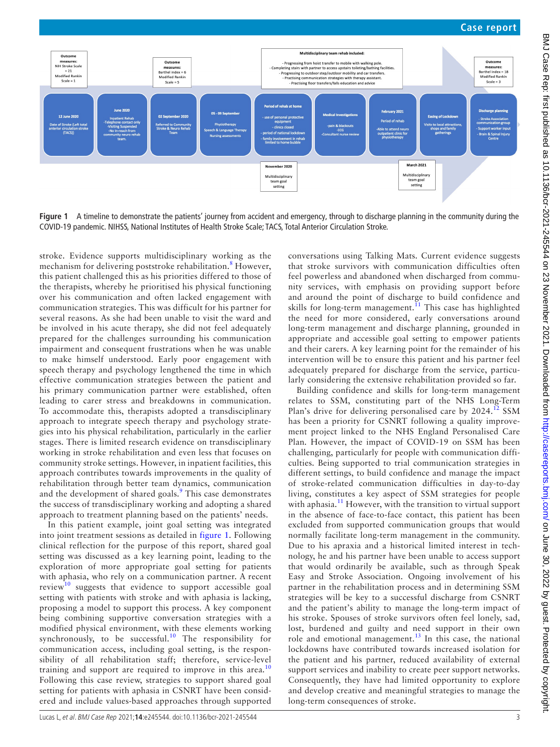**Outcome measures:** NIH Stroke Scale = 21; Modified Rankin Scale = 1

**12 June 2020** – Date of Stroke (Left total anterior circulation stroke (TACS))

**June 2020** – Inpatient Rehab; -Telephone contact only; -Visiting Suspended; -No in-reach from community neuro rehab team.

**Outcome measures:** Barthel index = 6; Modified Rankin Scale = 5

**02 September 2020** – Referred to Community Stroke & Neuro Rehab Team

**05 - 09 September** – Physiotherapy; Speech & Language Therapy; Nursing assessments

**Period of rehab at home** – use of personal protective equipment; - clinics closed; - period of national lockdown; - family involvement in rehab limited to home bubble

**November 2020** – Multidisciplinary team goal setting

**Multidisciplinary team rehab included:**
- Progressing from hoist transfer to mobile with walking pole.
- Completing stairs with partner to access upstairs toileting/bathing facilities.
- Progressing to outdoor step/outdoor mobility and car transfers.
- Practising communication strategies with therapy assistant.
- Practising floor transfers/falls education and advice

**Medical Investigations** – pain & blackouts; -ECG; -Consultant nurse review

**February 2021** – Period of rehab; -Able to attend neuro outpatient clinic for physiotherapy

**March 2021** – Multidisciplinary team goal setting

**Easing of Lockdown** – Visits to local attractions, shops and family gatherings

**Discharge planning** – Stroke Association communication group; - Support worker input; - Brain & Spinal Injury Centre

**Outcome measures:** Barthel index = 18; Modified Rankin Scale = 3

**Figure 1** A timeline to demonstrate the patients' journey from accident and emergency, through to discharge planning in the community during the COVID-19 pandemic. NIHSS, National Institutes of Health Stroke Scale; TACS, Total Anterior Circulation Stroke.

stroke. Evidence supports multidisciplinary working as the mechanism for delivering poststroke rehabilitation.[8] However, this patient challenged this as his priorities differed to those of the therapists, whereby he prioritised his physical functioning over his communication and often lacked engagement with communication strategies. This was difficult for his partner for several reasons. As she had been unable to visit the ward and be involved in his acute therapy, she did not feel adequately prepared for the challenges surrounding his communication impairment and consequent frustrations when he was unable to make himself understood. Early poor engagement with speech therapy and psychology lengthened the time in which effective communication strategies between the patient and his primary communication partner were established, often leading to carer stress and breakdowns in communication. To accommodate this, therapists adopted a transdisciplinary approach to integrate speech therapy and psychology strategies into his physical rehabilitation, particularly in the earlier stages. There is limited research evidence on transdisciplinary working in stroke rehabilitation and even less that focuses on community stroke settings. However, in inpatient facilities, this approach contributes towards improvements in the quality of rehabilitation through better team dynamics, communication and the development of shared goals.[9] This case demonstrates the success of transdisciplinary working and adopting a shared approach to treatment planning based on the patients' needs.

In this patient example, joint goal setting was integrated into joint treatment sessions as detailed in figure 1. Following clinical reflection for the purpose of this report, shared goal setting was discussed as a key learning point, leading to the exploration of more appropriate goal setting for patients with aphasia, who rely on a communication partner. A recent review[10] suggests that evidence to support accessible goal setting with patients with stroke and with aphasia is lacking, proposing a model to support this process. A key component being combining supportive conversation strategies with a modified physical environment, with these elements working synchronously, to be successful.[10] The responsibility for communication access, including goal setting, is the responsibility of all rehabilitation staff; therefore, service-level training and support are required to improve in this area.[10] Following this case review, strategies to support shared goal setting for patients with aphasia in CSNRT have been considered and include values-based approaches through supported conversations using Talking Mats. Current evidence suggests that stroke survivors with communication difficulties often feel powerless and abandoned when discharged from community services, with emphasis on providing support before and around the point of discharge to build confidence and skills for long-term management.[11] This case has highlighted the need for more considered, early conversations around long-term management and discharge planning, grounded in appropriate and accessible goal setting to empower patients and their carers. A key learning point for the remainder of his intervention will be to ensure this patient and his partner feel adequately prepared for discharge from the service, particularly considering the extensive rehabilitation provided so far.

Building confidence and skills for long-term management relates to SSM, constituting part of the NHS Long-Term Plan's drive for delivering personalised care by 2024.[12] SSM has been a priority for CSNRT following a quality improvement project linked to the NHS England Personalised Care Plan. However, the impact of COVID-19 on SSM has been challenging, particularly for people with communication difficulties. Being supported to trial communication strategies in different settings, to build confidence and manage the impact of stroke-related communication difficulties in day-to-day living, constitutes a key aspect of SSM strategies for people with aphasia.[11] However, with the transition to virtual support in the absence of face-to-face contact, this patient has been excluded from supported communication groups that would normally facilitate long-term management in the community. Due to his apraxia and a historical limited interest in technology, he and his partner have been unable to access support that would ordinarily be available, such as through Speak Easy and Stroke Association. Ongoing involvement of his partner in the rehabilitation process and in determining SSM strategies will be key to a successful discharge from CSNRT and the patient's ability to manage the long-term impact of his stroke. Spouses of stroke survivors often feel lonely, sad, lost, burdened and guilty and need support in their own role and emotional management.[13] In this case, the national lockdowns have contributed towards increased isolation for the patient and his partner, reduced availability of external support services and inability to create peer support networks. Consequently, they have had limited opportunity to explore and develop creative and meaningful strategies to manage the long-term consequences of stroke.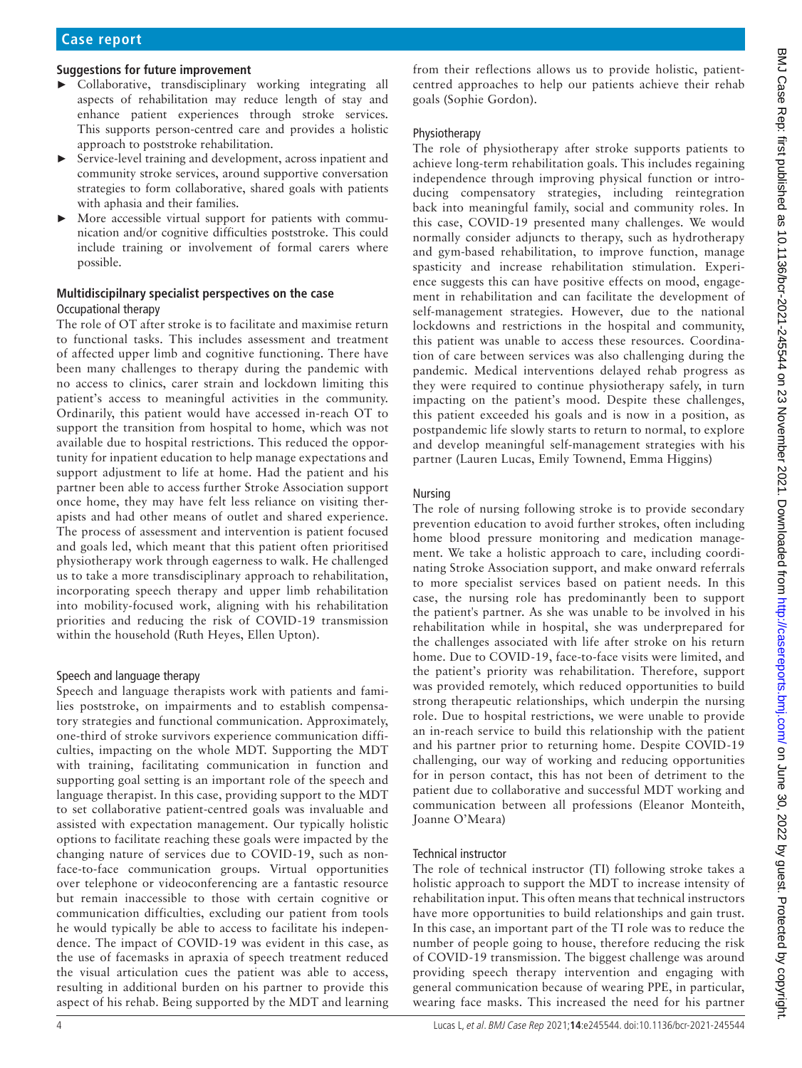### Suggestions for future improvement

- Collaborative, transdisciplinary working integrating all aspects of rehabilitation may reduce length of stay and enhance patient experiences through stroke services. This supports person-centred care and provides a holistic approach to poststroke rehabilitation.
- Service-level training and development, across inpatient and community stroke services, around supportive conversation strategies to form collaborative, shared goals with patients with aphasia and their families.
- More accessible virtual support for patients with communication and/or cognitive difficulties poststroke. This could include training or involvement of formal carers where possible.

## Multidiscipilnary specialist perspectives on the case

### Occupational therapy

The role of OT after stroke is to facilitate and maximise return to functional tasks. This includes assessment and treatment of affected upper limb and cognitive functioning. There have been many challenges to therapy during the pandemic with no access to clinics, carer strain and lockdown limiting this patient's access to meaningful activities in the community. Ordinarily, this patient would have accessed in-reach OT to support the transition from hospital to home, which was not available due to hospital restrictions. This reduced the opportunity for inpatient education to help manage expectations and support adjustment to life at home. Had the patient and his partner been able to access further Stroke Association support once home, they may have felt less reliance on visiting therapists and had other means of outlet and shared experience. The process of assessment and intervention is patient focused and goals led, which meant that this patient often prioritised physiotherapy work through eagerness to walk. He challenged us to take a more transdisciplinary approach to rehabilitation, incorporating speech therapy and upper limb rehabilitation into mobility-focused work, aligning with his rehabilitation priorities and reducing the risk of COVID-19 transmission within the household (Ruth Heyes, Ellen Upton).

### Speech and language therapy

Speech and language therapists work with patients and families poststroke, on impairments and to establish compensatory strategies and functional communication. Approximately, one-third of stroke survivors experience communication difficulties, impacting on the whole MDT. Supporting the MDT with training, facilitating communication in function and supporting goal setting is an important role of the speech and language therapist. In this case, providing support to the MDT to set collaborative patient-centred goals was invaluable and assisted with expectation management. Our typically holistic options to facilitate reaching these goals were impacted by the changing nature of services due to COVID-19, such as non-face-to-face communication groups. Virtual opportunities over telephone or videoconferencing are a fantastic resource but remain inaccessible to those with certain cognitive or communication difficulties, excluding our patient from tools he would typically be able to access to facilitate his independence. The impact of COVID-19 was evident in this case, as the use of facemasks in apraxia of speech treatment reduced the visual articulation cues the patient was able to access, resulting in additional burden on his partner to provide this aspect of his rehab. Being supported by the MDT and learning from their reflections allows us to provide holistic, patient-centred approaches to help our patients achieve their rehab goals (Sophie Gordon).

### Physiotherapy

The role of physiotherapy after stroke supports patients to achieve long-term rehabilitation goals. This includes regaining independence through improving physical function or introducing compensatory strategies, including reintegration back into meaningful family, social and community roles. In this case, COVID-19 presented many challenges. We would normally consider adjuncts to therapy, such as hydrotherapy and gym-based rehabilitation, to improve function, manage spasticity and increase rehabilitation stimulation. Experience suggests this can have positive effects on mood, engagement in rehabilitation and can facilitate the development of self-management strategies. However, due to the national lockdowns and restrictions in the hospital and community, this patient was unable to access these resources. Coordination of care between services was also challenging during the pandemic. Medical interventions delayed rehab progress as they were required to continue physiotherapy safely, in turn impacting on the patient's mood. Despite these challenges, this patient exceeded his goals and is now in a position, as postpandemic life slowly starts to return to normal, to explore and develop meaningful self-management strategies with his partner (Lauren Lucas, Emily Townend, Emma Higgins)

### Nursing

The role of nursing following stroke is to provide secondary prevention education to avoid further strokes, often including home blood pressure monitoring and medication management. We take a holistic approach to care, including coordinating Stroke Association support, and make onward referrals to more specialist services based on patient needs. In this case, the nursing role has predominantly been to support the patient's partner. As she was unable to be involved in his rehabilitation while in hospital, she was underprepared for the challenges associated with life after stroke on his return home. Due to COVID-19, face-to-face visits were limited, and the patient's priority was rehabilitation. Therefore, support was provided remotely, which reduced opportunities to build strong therapeutic relationships, which underpin the nursing role. Due to hospital restrictions, we were unable to provide an in-reach service to build this relationship with the patient and his partner prior to returning home. Despite COVID-19 challenging, our way of working and reducing opportunities for in person contact, this has not been of detriment to the patient due to collaborative and successful MDT working and communication between all professions (Eleanor Monteith, Joanne O'Meara)

### Technical instructor

The role of technical instructor (TI) following stroke takes a holistic approach to support the MDT to increase intensity of rehabilitation input. This often means that technical instructors have more opportunities to build relationships and gain trust. In this case, an important part of the TI role was to reduce the number of people going to house, therefore reducing the risk of COVID-19 transmission. The biggest challenge was around providing speech therapy intervention and engaging with general communication because of wearing PPE, in particular, wearing face masks. This increased the need for his partner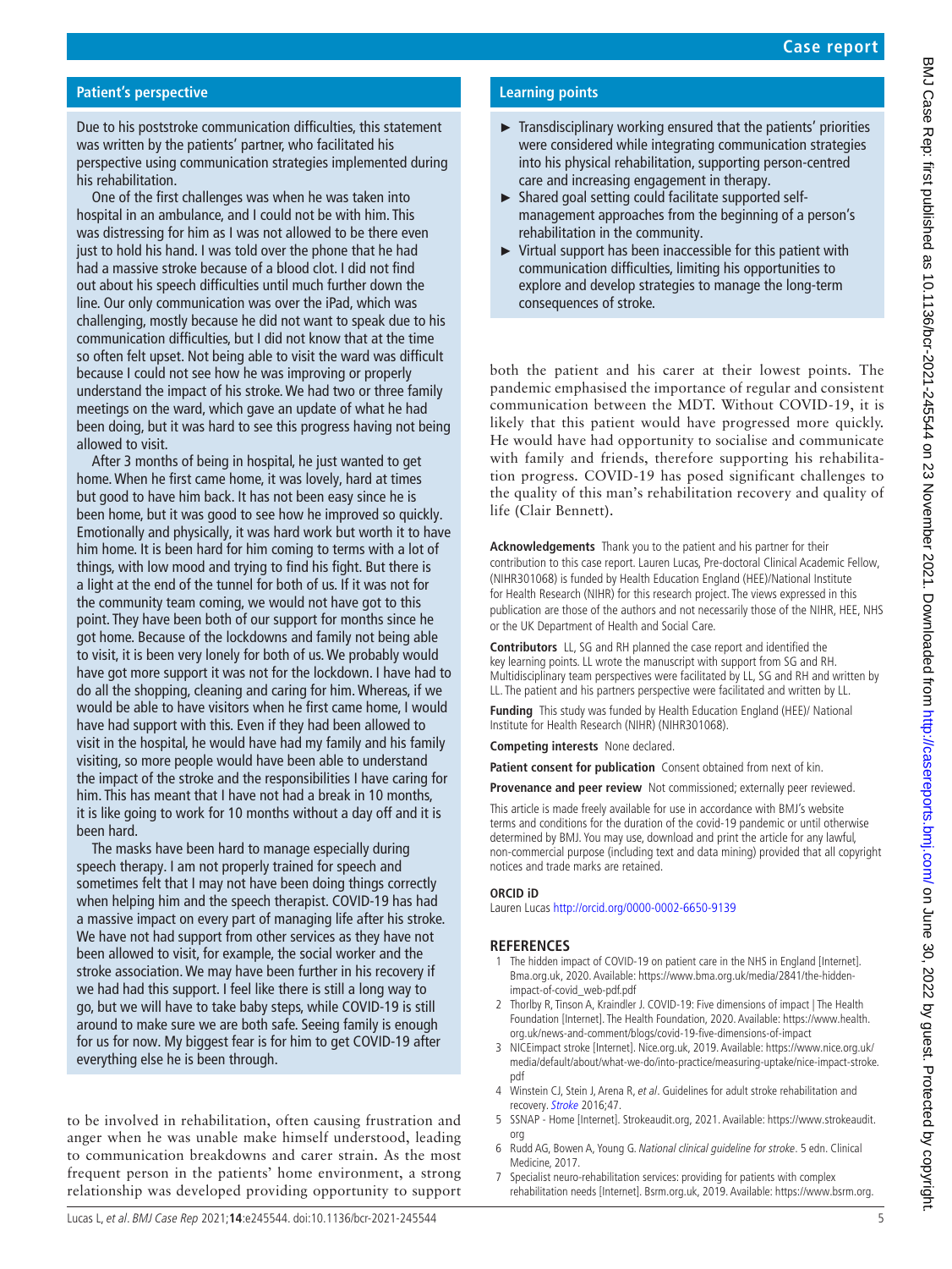## Patient's perspective

Due to his poststroke communication difficulties, this statement was written by the patients' partner, who facilitated his perspective using communication strategies implemented during his rehabilitation.

One of the first challenges was when he was taken into hospital in an ambulance, and I could not be with him. This was distressing for him as I was not allowed to be there even just to hold his hand. I was told over the phone that he had had a massive stroke because of a blood clot. I did not find out about his speech difficulties until much further down the line. Our only communication was over the iPad, which was challenging, mostly because he did not want to speak due to his communication difficulties, but I did not know that at the time so often felt upset. Not being able to visit the ward was difficult because I could not see how he was improving or properly understand the impact of his stroke. We had two or three family meetings on the ward, which gave an update of what he had been doing, but it was hard to see this progress having not being allowed to visit.

After 3 months of being in hospital, he just wanted to get home. When he first came home, it was lovely, hard at times but good to have him back. It has not been easy since he is been home, but it was good to see how he improved so quickly. Emotionally and physically, it was hard work but worth it to have him home. It is been hard for him coming to terms with a lot of things, with low mood and trying to find his fight. But there is a light at the end of the tunnel for both of us. If it was not for the community team coming, we would not have got to this point. They have been both of our support for months since he got home. Because of the lockdowns and family not being able to visit, it is been very lonely for both of us. We probably would have got more support it was not for the lockdown. I have had to do all the shopping, cleaning and caring for him. Whereas, if we would be able to have visitors when he first came home, I would have had support with this. Even if they had been allowed to visit in the hospital, he would have had my family and his family visiting, so more people would have been able to understand the impact of the stroke and the responsibilities I have caring for him. This has meant that I have not had a break in 10 months, it is like going to work for 10 months without a day off and it is been hard.

The masks have been hard to manage especially during speech therapy. I am not properly trained for speech and sometimes felt that I may not have been doing things correctly when helping him and the speech therapist. COVID-19 has had a massive impact on every part of managing life after his stroke. We have not had support from other services as they have not been allowed to visit, for example, the social worker and the stroke association. We may have been further in his recovery if we had had this support. I feel like there is still a long way to go, but we will have to take baby steps, while COVID-19 is still around to make sure we are both safe. Seeing family is enough for us for now. My biggest fear is for him to get COVID-19 after everything else he is been through.

to be involved in rehabilitation, often causing frustration and anger when he was unable make himself understood, leading to communication breakdowns and carer strain. As the most frequent person in the patients' home environment, a strong relationship was developed providing opportunity to support both the patient and his carer at their lowest points. The pandemic emphasised the importance of regular and consistent communication between the MDT. Without COVID-19, it is likely that this patient would have progressed more quickly. He would have had opportunity to socialise and communicate with family and friends, therefore supporting his rehabilitation progress. COVID-19 has posed significant challenges to the quality of this man's rehabilitation recovery and quality of life (Clair Bennett).

## Learning points

- ► Transdisciplinary working ensured that the patients' priorities were considered while integrating communication strategies into his physical rehabilitation, supporting person-centred care and increasing engagement in therapy.
- ► Shared goal setting could facilitate supported self-management approaches from the beginning of a person's rehabilitation in the community.
- ► Virtual support has been inaccessible for this patient with communication difficulties, limiting his opportunities to explore and develop strategies to manage the long-term consequences of stroke.

**Acknowledgements** Thank you to the patient and his partner for their contribution to this case report. Lauren Lucas, Pre-doctoral Clinical Academic Fellow, (NIHR301068) is funded by Health Education England (HEE)/National Institute for Health Research (NIHR) for this research project. The views expressed in this publication are those of the authors and not necessarily those of the NIHR, HEE, NHS or the UK Department of Health and Social Care.

**Contributors** LL, SG and RH planned the case report and identified the key learning points. LL wrote the manuscript with support from SG and RH. Multidisciplinary team perspectives were facilitated by LL, SG and RH and written by LL. The patient and his partners perspective were facilitated and written by LL.

**Funding** This study was funded by Health Education England (HEE)/ National Institute for Health Research (NIHR) (NIHR301068).

**Competing interests** None declared.

**Patient consent for publication** Consent obtained from next of kin.

**Provenance and peer review** Not commissioned; externally peer reviewed.

This article is made freely available for use in accordance with BMJ's website terms and conditions for the duration of the covid-19 pandemic or until otherwise determined by BMJ. You may use, download and print the article for any lawful, non-commercial purpose (including text and data mining) provided that all copyright notices and trade marks are retained.

**ORCID iD**

Lauren Lucas http://orcid.org/0000-0002-6650-9139

## REFERENCES

1. The hidden impact of COVID-19 on patient care in the NHS in England [Internet]. Bma.org.uk, 2020. Available: https://www.bma.org.uk/media/2841/the-hidden-impact-of-covid_web-pdf.pdf
2. Thorlby R, Tinson A, Kraindler J. COVID-19: Five dimensions of impact | The Health Foundation [Internet]. The Health Foundation, 2020. Available: https://www.health.org.uk/news-and-comment/blogs/covid-19-five-dimensions-of-impact
3. NICEimpact stroke [Internet]. Nice.org.uk, 2019. Available: https://www.nice.org.uk/media/default/about/what-we-do/into-practice/measuring-uptake/nice-impact-stroke.pdf
4. Winstein CJ, Stein J, Arena R, *et al*. Guidelines for adult stroke rehabilitation and recovery. *Stroke* 2016;47.
5. SSNAP - Home [Internet]. Strokeaudit.org, 2021. Available: https://www.strokeaudit.org
6. Rudd AG, Bowen A, Young G. *National clinical guideline for stroke*. 5 edn. Clinical Medicine, 2017.
7. Specialist neuro-rehabilitation services: providing for patients with complex rehabilitation needs [Internet]. Bsrm.org.uk, 2019. Available: https://www.bsrm.org.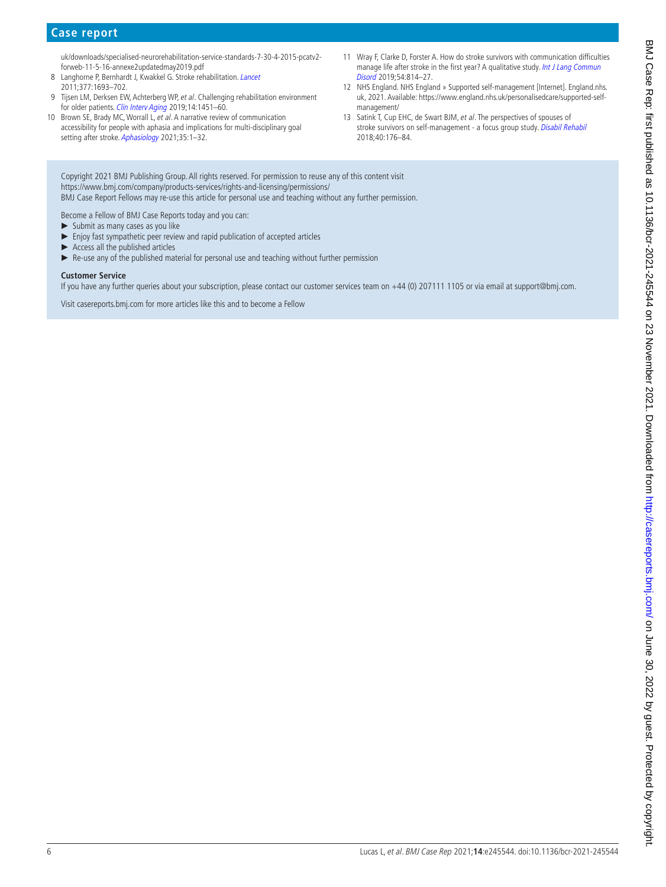uk/downloads/specialised-neurorehabilitation-service-standards-7-30-4-2015-pcatv2-forweb-11-5-16-annexe2updatedmay2019.pdf

8 Langhorne P, Bernhardt J, Kwakkel G. Stroke rehabilitation. *Lancet* 2011;377:1693–702.

9 Tijsen LM, Derksen EW, Achterberg WP, *et al*. Challenging rehabilitation environment for older patients. *Clin Interv Aging* 2019;14:1451–60.

10 Brown SE, Brady MC, Worrall L, *et al*. A narrative review of communication accessibility for people with aphasia and implications for multi-disciplinary goal setting after stroke. *Aphasiology* 2021;35:1–32.

11 Wray F, Clarke D, Forster A. How do stroke survivors with communication difficulties manage life after stroke in the first year? A qualitative study. *Int J Lang Commun Disord* 2019;54:814–27.

12 NHS England. NHS England » Supported self-management [Internet]. England.nhs.uk, 2021. Available: https://www.england.nhs.uk/personalisedcare/supported-self-management/

13 Satink T, Cup EHC, de Swart BJM, *et al*. The perspectives of spouses of stroke survivors on self-management - a focus group study. *Disabil Rehabil* 2018;40:176–84.

Copyright 2021 BMJ Publishing Group. All rights reserved. For permission to reuse any of this content visit
https://www.bmj.com/company/products-services/rights-and-licensing/permissions/
BMJ Case Report Fellows may re-use this article for personal use and teaching without any further permission.

Become a Fellow of BMJ Case Reports today and you can:

- Submit as many cases as you like
- Enjoy fast sympathetic peer review and rapid publication of accepted articles
- Access all the published articles
- Re-use any of the published material for personal use and teaching without further permission

**Customer Service**

If you have any further queries about your subscription, please contact our customer services team on +44 (0) 207111 1105 or via email at support@bmj.com.

Visit casereports.bmj.com for more articles like this and to become a Fellow